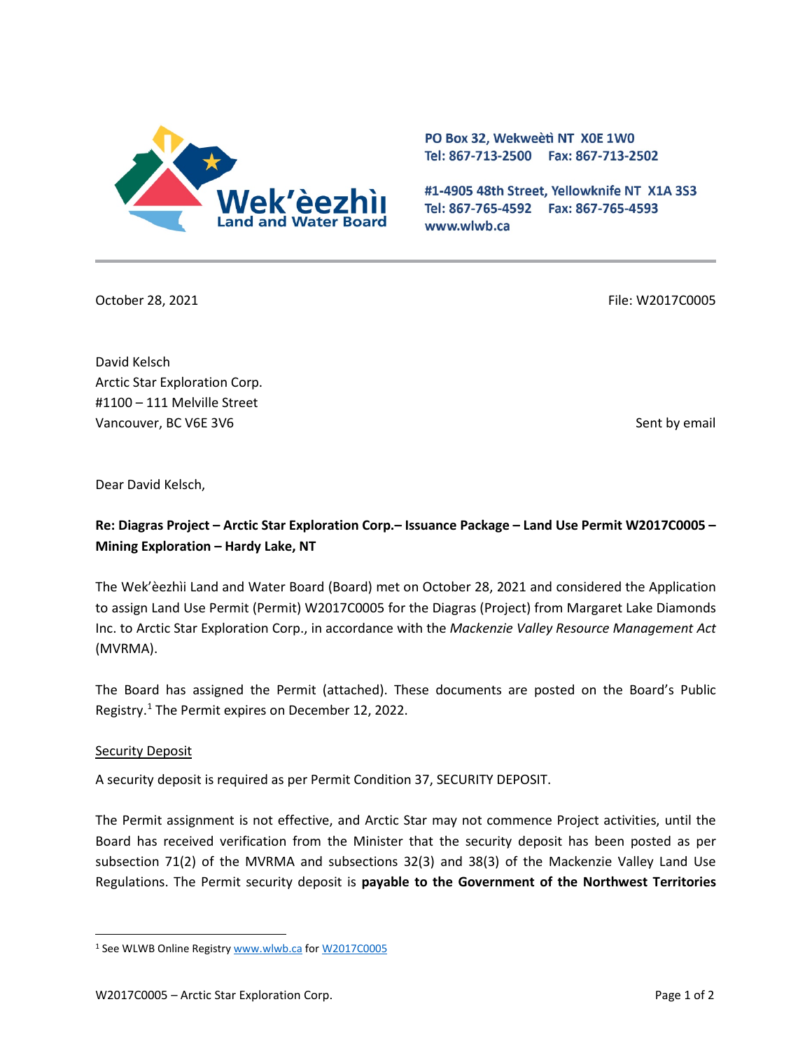Wek'èezhìı Land and Water Board

PO Box 32, Wekweètì NT X0E 1W0
Tel: 867-713-2500 Fax: 867-713-2502

#1-4905 48th Street, Yellowknife NT X1A 3S3
Tel: 867-765-4592 Fax: 867-765-4593
www.wlwb.ca

October 28, 2021

File: W2017C0005

David Kelsch
Arctic Star Exploration Corp.
#1100 – 111 Melville Street
Vancouver, BC V6E 3V6

Sent by email

Dear David Kelsch,

**Re: Diagras Project – Arctic Star Exploration Corp.– Issuance Package – Land Use Permit W2017C0005 – Mining Exploration – Hardy Lake, NT**

The Wek'èezhìı Land and Water Board (Board) met on October 28, 2021 and considered the Application to assign Land Use Permit (Permit) W2017C0005 for the Diagras (Project) from Margaret Lake Diamonds Inc. to Arctic Star Exploration Corp., in accordance with the *Mackenzie Valley Resource Management Act* (MVRMA).

The Board has assigned the Permit (attached). These documents are posted on the Board's Public Registry.[1] The Permit expires on December 12, 2022.

Security Deposit

A security deposit is required as per Permit Condition 37, SECURITY DEPOSIT.

The Permit assignment is not effective, and Arctic Star may not commence Project activities, until the Board has received verification from the Minister that the security deposit has been posted as per subsection 71(2) of the MVRMA and subsections 32(3) and 38(3) of the Mackenzie Valley Land Use Regulations. The Permit security deposit is **payable to the Government of the Northwest Territories**

[1] See WLWB Online Registry www.wlwb.ca for W2017C0005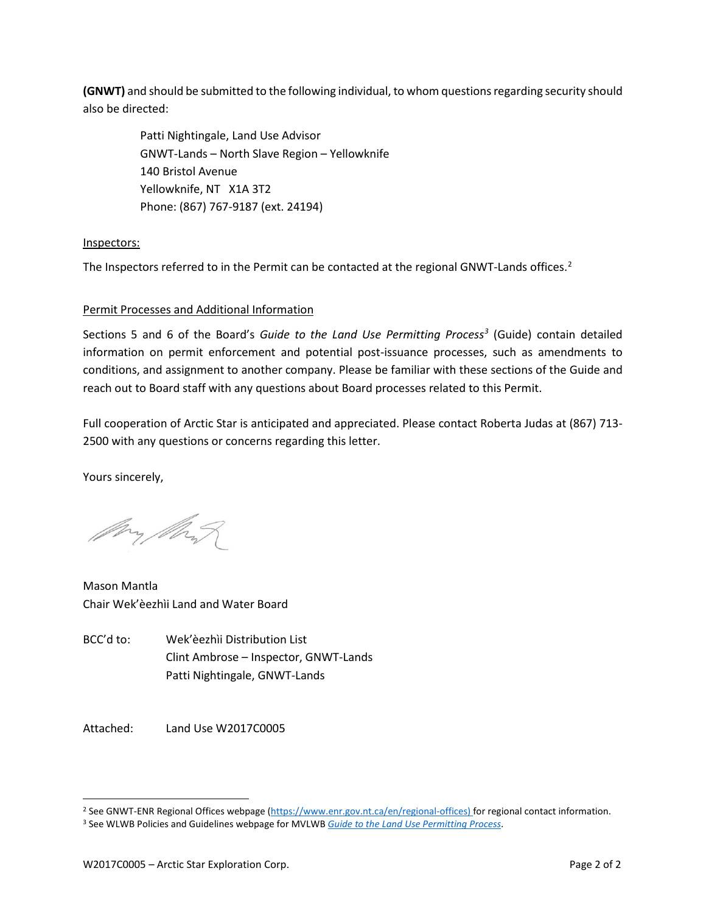**(GNWT)** and should be submitted to the following individual, to whom questions regarding security should also be directed:

> Patti Nightingale, Land Use Advisor
> GNWT-Lands – North Slave Region – Yellowknife
> 140 Bristol Avenue
> Yellowknife, NT X1A 3T2
> Phone: (867) 767-9187 (ext. 24194)

Inspectors:

The Inspectors referred to in the Permit can be contacted at the regional GNWT-Lands offices.[2]

Permit Processes and Additional Information

Sections 5 and 6 of the Board's *Guide to the Land Use Permitting Process*[3] (Guide) contain detailed information on permit enforcement and potential post-issuance processes, such as amendments to conditions, and assignment to another company. Please be familiar with these sections of the Guide and reach out to Board staff with any questions about Board processes related to this Permit.

Full cooperation of Arctic Star is anticipated and appreciated. Please contact Roberta Judas at (867) 713-2500 with any questions or concerns regarding this letter.

Yours sincerely,

Mason Mantla
Chair Wek'èezhìi Land and Water Board

BCC'd to: Wek'èezhìi Distribution List
Clint Ambrose – Inspector, GNWT-Lands
Patti Nightingale, GNWT-Lands

Attached: Land Use W2017C0005

---

[2] See GNWT-ENR Regional Offices webpage (https://www.enr.gov.nt.ca/en/regional-offices) for regional contact information.

[3] See WLWB Policies and Guidelines webpage for MVLWB *Guide to the Land Use Permitting Process*.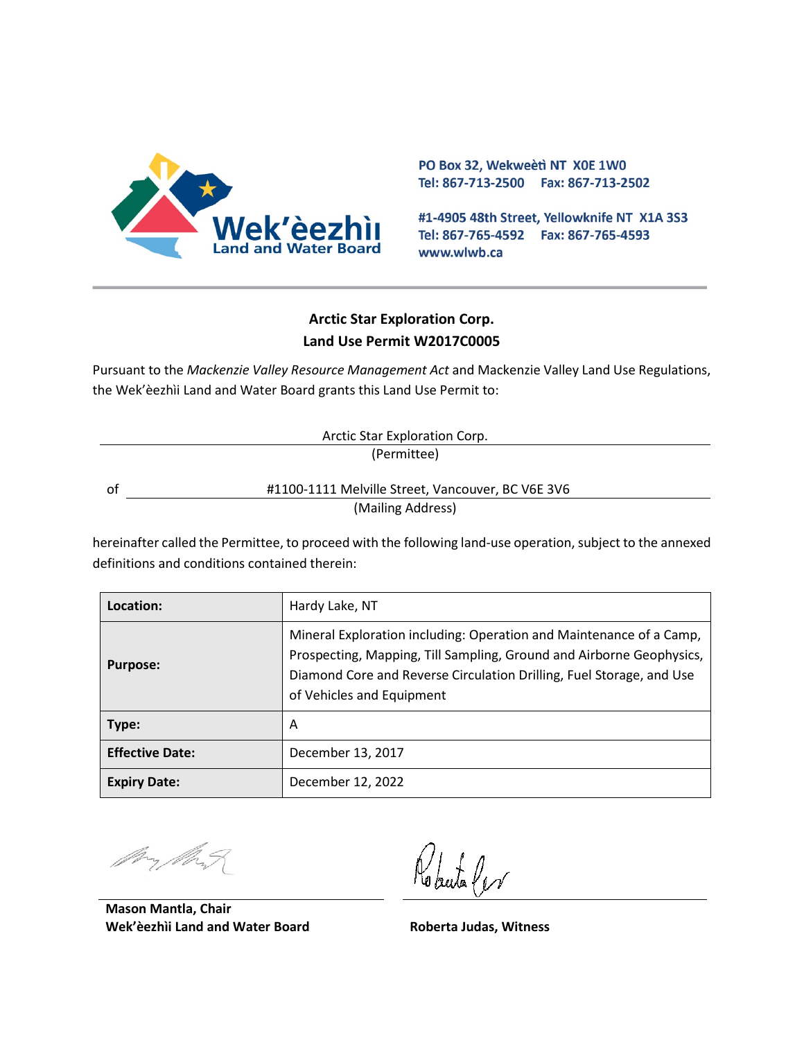Wek'èezhìi Land and Water Board

PO Box 32, Wekweètì NT X0E 1W0
Tel: 867-713-2500 Fax: 867-713-2502

#1-4905 48th Street, Yellowknife NT X1A 3S3
Tel: 867-765-4592 Fax: 867-765-4593
www.wlwb.ca

## Arctic Star Exploration Corp.
## Land Use Permit W2017C0005

Pursuant to the *Mackenzie Valley Resource Management Act* and Mackenzie Valley Land Use Regulations, the Wek'èezhìi Land and Water Board grants this Land Use Permit to:

Arctic Star Exploration Corp.
(Permittee)

of #1100-1111 Melville Street, Vancouver, BC V6E 3V6
(Mailing Address)

hereinafter called the Permittee, to proceed with the following land-use operation, subject to the annexed definitions and conditions contained therein:

| | |
|---|---|
| **Location:** | Hardy Lake, NT |
| **Purpose:** | Mineral Exploration including: Operation and Maintenance of a Camp, Prospecting, Mapping, Till Sampling, Ground and Airborne Geophysics, Diamond Core and Reverse Circulation Drilling, Fuel Storage, and Use of Vehicles and Equipment |
| **Type:** | A |
| **Effective Date:** | December 13, 2017 |
| **Expiry Date:** | December 12, 2022 |

**Mason Mantla, Chair**
**Wek'èezhìi Land and Water Board**

**Roberta Judas, Witness**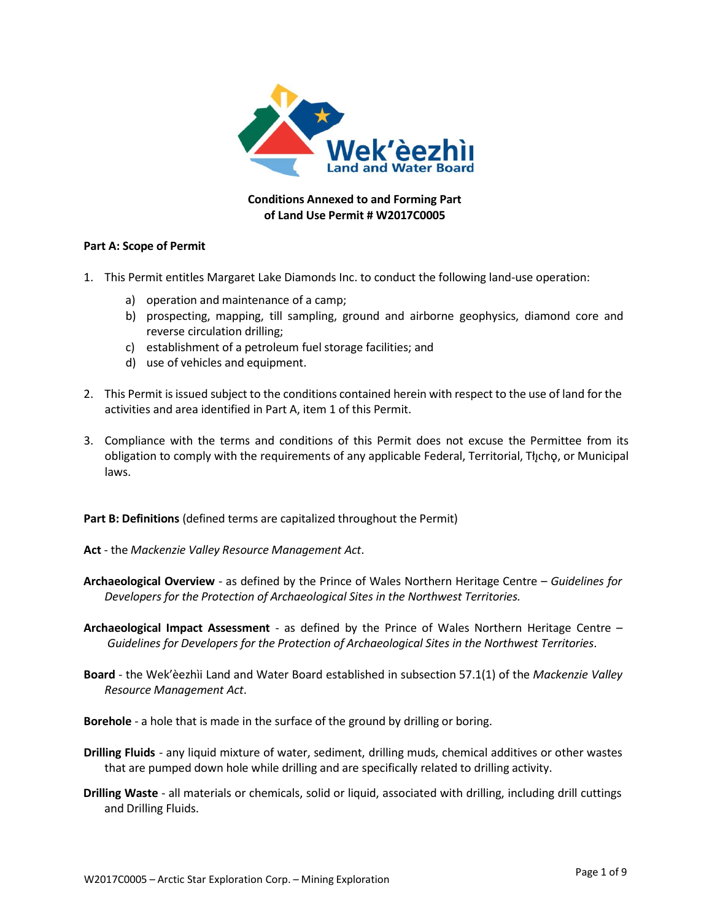**Conditions Annexed to and Forming Part of Land Use Permit # W2017C0005**

**Part A: Scope of Permit**

1. This Permit entitles Margaret Lake Diamonds Inc. to conduct the following land-use operation:
   a) operation and maintenance of a camp;
   b) prospecting, mapping, till sampling, ground and airborne geophysics, diamond core and reverse circulation drilling;
   c) establishment of a petroleum fuel storage facilities; and
   d) use of vehicles and equipment.

2. This Permit is issued subject to the conditions contained herein with respect to the use of land for the activities and area identified in Part A, item 1 of this Permit.

3. Compliance with the terms and conditions of this Permit does not excuse the Permittee from its obligation to comply with the requirements of any applicable Federal, Territorial, Tłı̨chǫ, or Municipal laws.

**Part B: Definitions** (defined terms are capitalized throughout the Permit)

**Act** - the *Mackenzie Valley Resource Management Act*.

**Archaeological Overview** - as defined by the Prince of Wales Northern Heritage Centre – *Guidelines for Developers for the Protection of Archaeological Sites in the Northwest Territories.*

**Archaeological Impact Assessment** - as defined by the Prince of Wales Northern Heritage Centre – *Guidelines for Developers for the Protection of Archaeological Sites in the Northwest Territories*.

**Board** - the Wek'èezhìi Land and Water Board established in subsection 57.1(1) of the *Mackenzie Valley Resource Management Act*.

**Borehole** - a hole that is made in the surface of the ground by drilling or boring.

**Drilling Fluids** - any liquid mixture of water, sediment, drilling muds, chemical additives or other wastes that are pumped down hole while drilling and are specifically related to drilling activity.

**Drilling Waste** - all materials or chemicals, solid or liquid, associated with drilling, including drill cuttings and Drilling Fluids.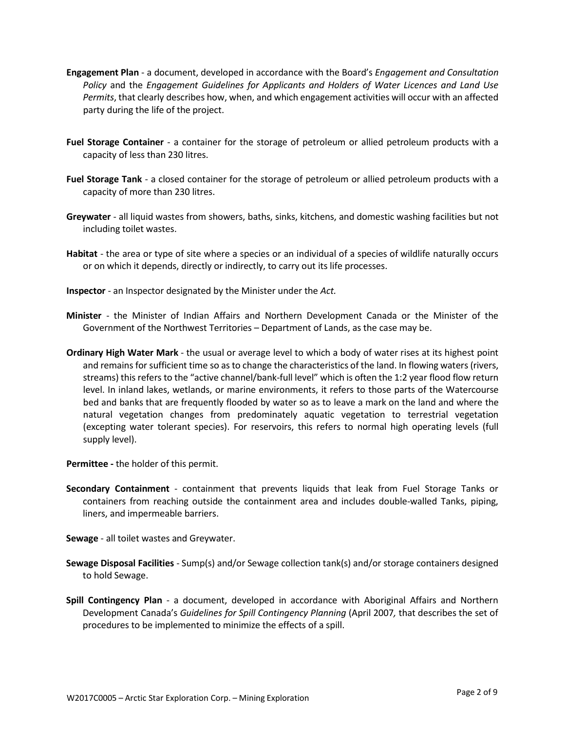**Engagement Plan** - a document, developed in accordance with the Board's *Engagement and Consultation Policy* and the *Engagement Guidelines for Applicants and Holders of Water Licences and Land Use Permits*, that clearly describes how, when, and which engagement activities will occur with an affected party during the life of the project.

**Fuel Storage Container** - a container for the storage of petroleum or allied petroleum products with a capacity of less than 230 litres.

**Fuel Storage Tank** - a closed container for the storage of petroleum or allied petroleum products with a capacity of more than 230 litres.

**Greywater** - all liquid wastes from showers, baths, sinks, kitchens, and domestic washing facilities but not including toilet wastes.

**Habitat** - the area or type of site where a species or an individual of a species of wildlife naturally occurs or on which it depends, directly or indirectly, to carry out its life processes.

**Inspector** - an Inspector designated by the Minister under the *Act.*

**Minister** - the Minister of Indian Affairs and Northern Development Canada or the Minister of the Government of the Northwest Territories – Department of Lands, as the case may be.

**Ordinary High Water Mark** - the usual or average level to which a body of water rises at its highest point and remains for sufficient time so as to change the characteristics of the land. In flowing waters (rivers, streams) this refers to the "active channel/bank-full level" which is often the 1:2 year flood flow return level. In inland lakes, wetlands, or marine environments, it refers to those parts of the Watercourse bed and banks that are frequently flooded by water so as to leave a mark on the land and where the natural vegetation changes from predominately aquatic vegetation to terrestrial vegetation (excepting water tolerant species). For reservoirs, this refers to normal high operating levels (full supply level).

**Permittee -** the holder of this permit.

**Secondary Containment** - containment that prevents liquids that leak from Fuel Storage Tanks or containers from reaching outside the containment area and includes double-walled Tanks, piping, liners, and impermeable barriers.

**Sewage** - all toilet wastes and Greywater.

**Sewage Disposal Facilities** - Sump(s) and/or Sewage collection tank(s) and/or storage containers designed to hold Sewage.

**Spill Contingency Plan** - a document, developed in accordance with Aboriginal Affairs and Northern Development Canada's *Guidelines for Spill Contingency Planning* (April 2007*,* that describes the set of procedures to be implemented to minimize the effects of a spill.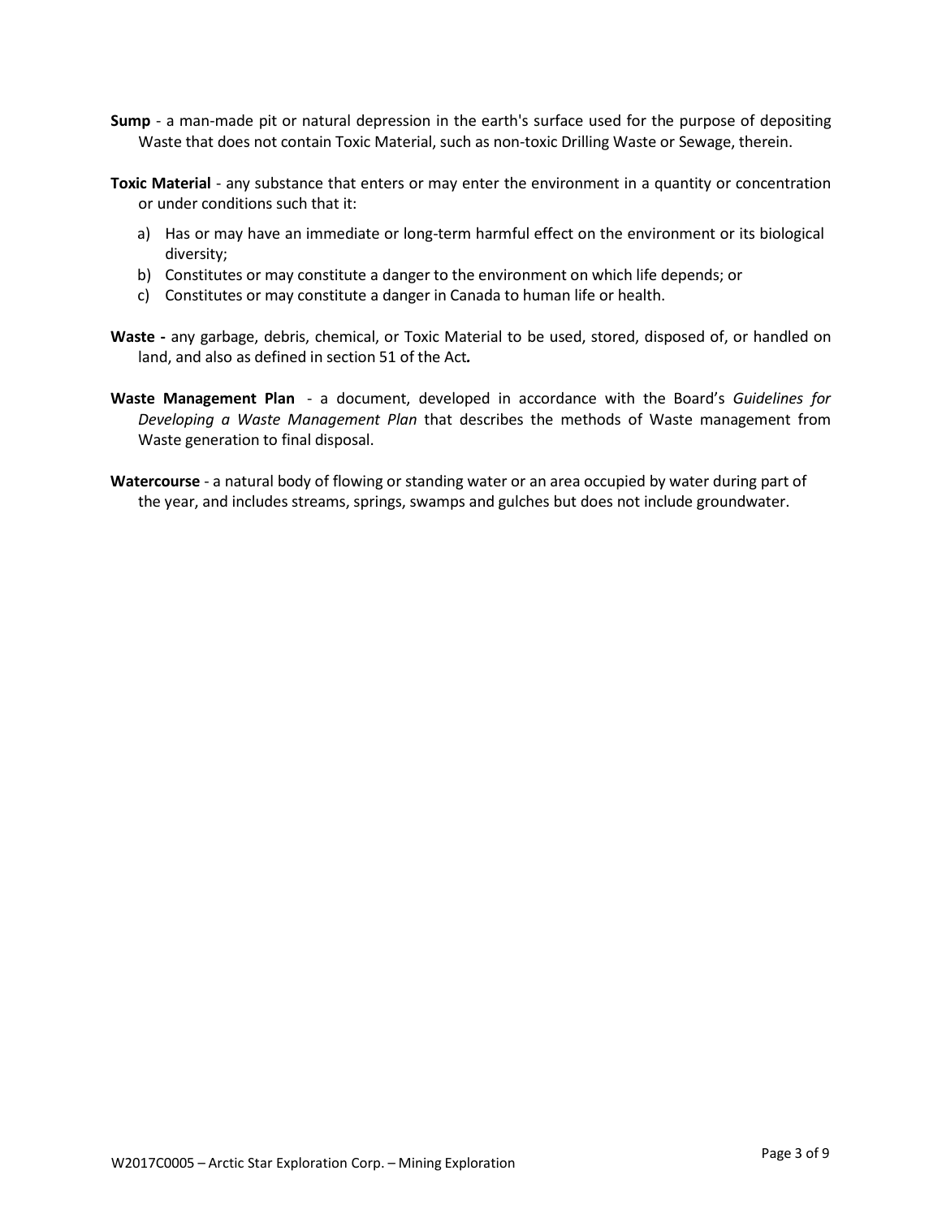**Sump** - a man-made pit or natural depression in the earth's surface used for the purpose of depositing Waste that does not contain Toxic Material, such as non-toxic Drilling Waste or Sewage, therein.

**Toxic Material** - any substance that enters or may enter the environment in a quantity or concentration or under conditions such that it:

a) Has or may have an immediate or long-term harmful effect on the environment or its biological diversity;
b) Constitutes or may constitute a danger to the environment on which life depends; or
c) Constitutes or may constitute a danger in Canada to human life or health.

**Waste -** any garbage, debris, chemical, or Toxic Material to be used, stored, disposed of, or handled on land, and also as defined in section 51 of the Act**.**

**Waste Management Plan** - a document, developed in accordance with the Board's *Guidelines for Developing a Waste Management Plan* that describes the methods of Waste management from Waste generation to final disposal.

**Watercourse** - a natural body of flowing or standing water or an area occupied by water during part of the year, and includes streams, springs, swamps and gulches but does not include groundwater.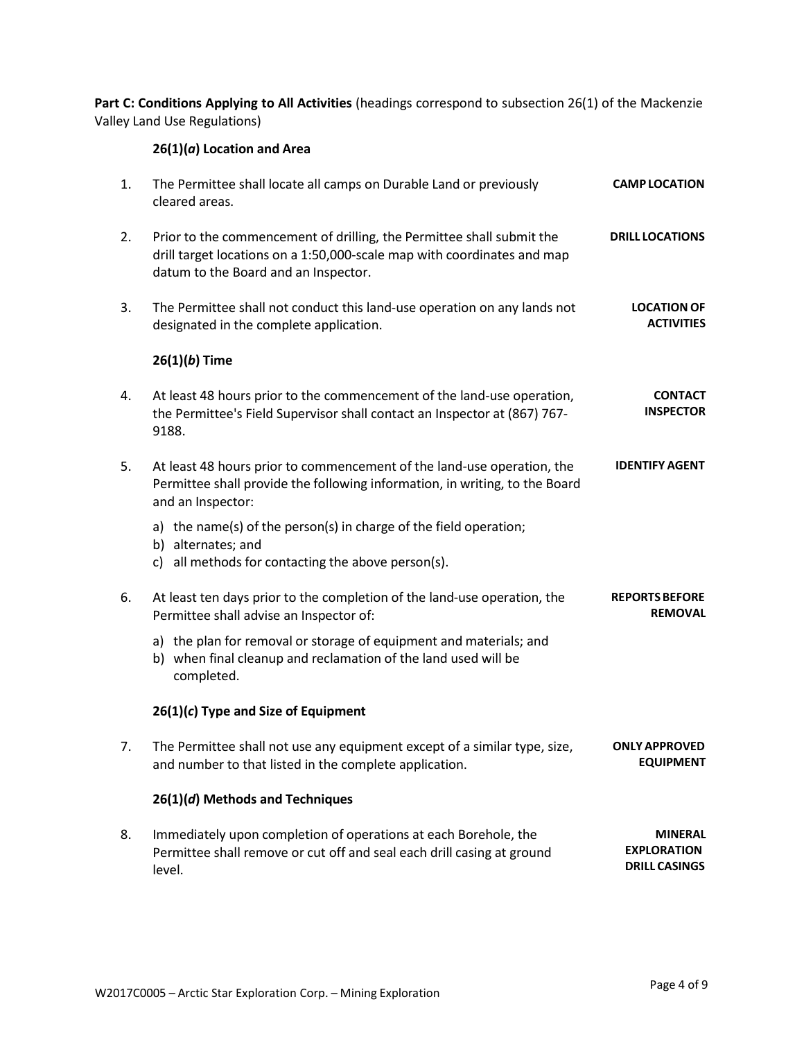**Part C: Conditions Applying to All Activities** (headings correspond to subsection 26(1) of the Mackenzie Valley Land Use Regulations)

### 26(1)(*a*) Location and Area

1. The Permittee shall locate all camps on Durable Land or previously cleared areas. **CAMP LOCATION**

2. Prior to the commencement of drilling, the Permittee shall submit the drill target locations on a 1:50,000-scale map with coordinates and map datum to the Board and an Inspector. **DRILL LOCATIONS**

3. The Permittee shall not conduct this land-use operation on any lands not designated in the complete application. **LOCATION OF ACTIVITIES**

### 26(1)(*b*) Time

4. At least 48 hours prior to the commencement of the land-use operation, the Permittee's Field Supervisor shall contact an Inspector at (867) 767-9188. **CONTACT INSPECTOR**

5. At least 48 hours prior to commencement of the land-use operation, the Permittee shall provide the following information, in writing, to the Board and an Inspector: **IDENTIFY AGENT**
   a) the name(s) of the person(s) in charge of the field operation;
   b) alternates; and
   c) all methods for contacting the above person(s).

6. At least ten days prior to the completion of the land-use operation, the Permittee shall advise an Inspector of: **REPORTS BEFORE REMOVAL**
   a) the plan for removal or storage of equipment and materials; and
   b) when final cleanup and reclamation of the land used will be completed.

### 26(1)(*c*) Type and Size of Equipment

7. The Permittee shall not use any equipment except of a similar type, size, and number to that listed in the complete application. **ONLY APPROVED EQUIPMENT**

### 26(1)(*d*) Methods and Techniques

8. Immediately upon completion of operations at each Borehole, the Permittee shall remove or cut off and seal each drill casing at ground level. **MINERAL EXPLORATION DRILL CASINGS**

W2017C0005 – Arctic Star Exploration Corp. – Mining Exploration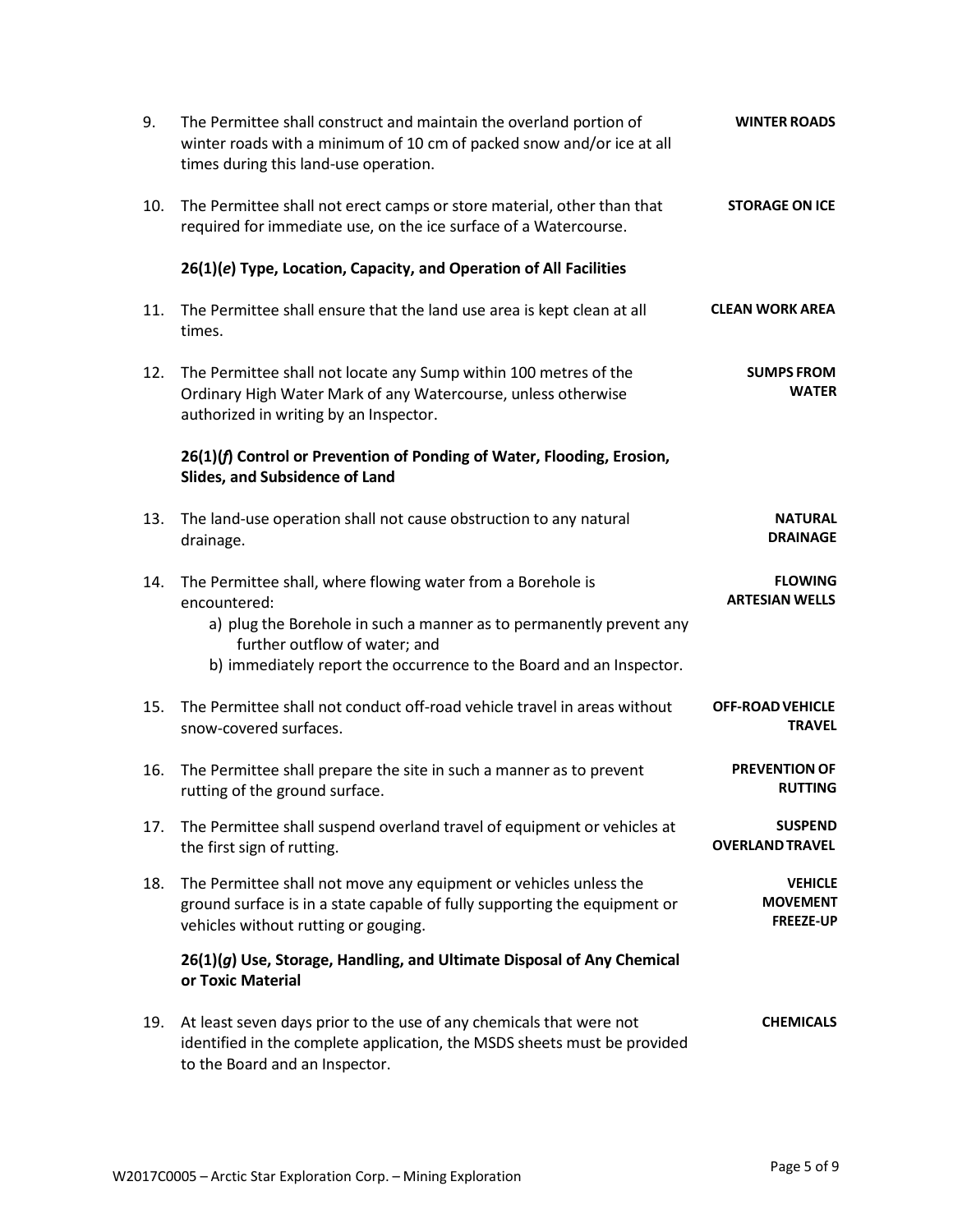9. The Permittee shall construct and maintain the overland portion of winter roads with a minimum of 10 cm of packed snow and/or ice at all times during this land-use operation. **WINTER ROADS**

10. The Permittee shall not erect camps or store material, other than that required for immediate use, on the ice surface of a Watercourse. **STORAGE ON ICE**

### 26(1)(*e*) Type, Location, Capacity, and Operation of All Facilities

11. The Permittee shall ensure that the land use area is kept clean at all times. **CLEAN WORK AREA**

12. The Permittee shall not locate any Sump within 100 metres of the Ordinary High Water Mark of any Watercourse, unless otherwise authorized in writing by an Inspector. **SUMPS FROM WATER**

### 26(1)(*f*) Control or Prevention of Ponding of Water, Flooding, Erosion, Slides, and Subsidence of Land

13. The land-use operation shall not cause obstruction to any natural drainage. **NATURAL DRAINAGE**

14. The Permittee shall, where flowing water from a Borehole is encountered: **FLOWING ARTESIAN WELLS**
    a) plug the Borehole in such a manner as to permanently prevent any further outflow of water; and
    b) immediately report the occurrence to the Board and an Inspector.

15. The Permittee shall not conduct off-road vehicle travel in areas without snow-covered surfaces. **OFF-ROAD VEHICLE TRAVEL**

16. The Permittee shall prepare the site in such a manner as to prevent rutting of the ground surface. **PREVENTION OF RUTTING**

17. The Permittee shall suspend overland travel of equipment or vehicles at the first sign of rutting. **SUSPEND OVERLAND TRAVEL**

18. The Permittee shall not move any equipment or vehicles unless the ground surface is in a state capable of fully supporting the equipment or vehicles without rutting or gouging. **VEHICLE MOVEMENT FREEZE-UP**

### 26(1)(*g*) Use, Storage, Handling, and Ultimate Disposal of Any Chemical or Toxic Material

19. At least seven days prior to the use of any chemicals that were not identified in the complete application, the MSDS sheets must be provided to the Board and an Inspector. **CHEMICALS**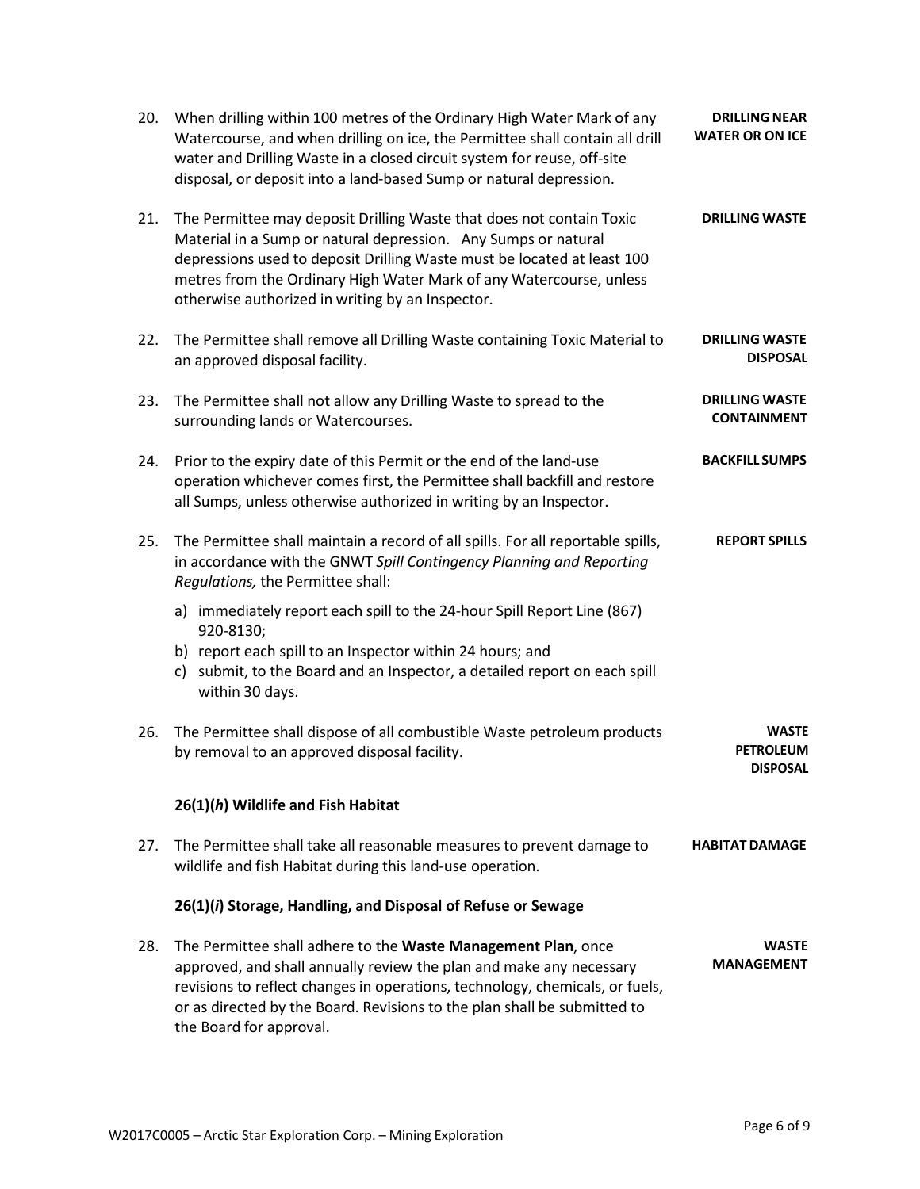20. When drilling within 100 metres of the Ordinary High Water Mark of any Watercourse, and when drilling on ice, the Permittee shall contain all drill water and Drilling Waste in a closed circuit system for reuse, off-site disposal, or deposit into a land-based Sump or natural depression. **DRILLING NEAR WATER OR ON ICE**

21. The Permittee may deposit Drilling Waste that does not contain Toxic Material in a Sump or natural depression. Any Sumps or natural depressions used to deposit Drilling Waste must be located at least 100 metres from the Ordinary High Water Mark of any Watercourse, unless otherwise authorized in writing by an Inspector. **DRILLING WASTE**

22. The Permittee shall remove all Drilling Waste containing Toxic Material to an approved disposal facility. **DRILLING WASTE DISPOSAL**

23. The Permittee shall not allow any Drilling Waste to spread to the surrounding lands or Watercourses. **DRILLING WASTE CONTAINMENT**

24. Prior to the expiry date of this Permit or the end of the land-use operation whichever comes first, the Permittee shall backfill and restore all Sumps, unless otherwise authorized in writing by an Inspector. **BACKFILL SUMPS**

25. The Permittee shall maintain a record of all spills. For all reportable spills, in accordance with the GNWT *Spill Contingency Planning and Reporting Regulations,* the Permittee shall: **REPORT SPILLS**
    a) immediately report each spill to the 24-hour Spill Report Line (867) 920-8130;
    b) report each spill to an Inspector within 24 hours; and
    c) submit, to the Board and an Inspector, a detailed report on each spill within 30 days.

26. The Permittee shall dispose of all combustible Waste petroleum products by removal to an approved disposal facility. **WASTE PETROLEUM DISPOSAL**

### 26(1)(*h*) Wildlife and Fish Habitat

27. The Permittee shall take all reasonable measures to prevent damage to wildlife and fish Habitat during this land-use operation. **HABITAT DAMAGE**

### 26(1)(*i*) Storage, Handling, and Disposal of Refuse or Sewage

28. The Permittee shall adhere to the **Waste Management Plan**, once approved, and shall annually review the plan and make any necessary revisions to reflect changes in operations, technology, chemicals, or fuels, or as directed by the Board. Revisions to the plan shall be submitted to the Board for approval. **WASTE MANAGEMENT**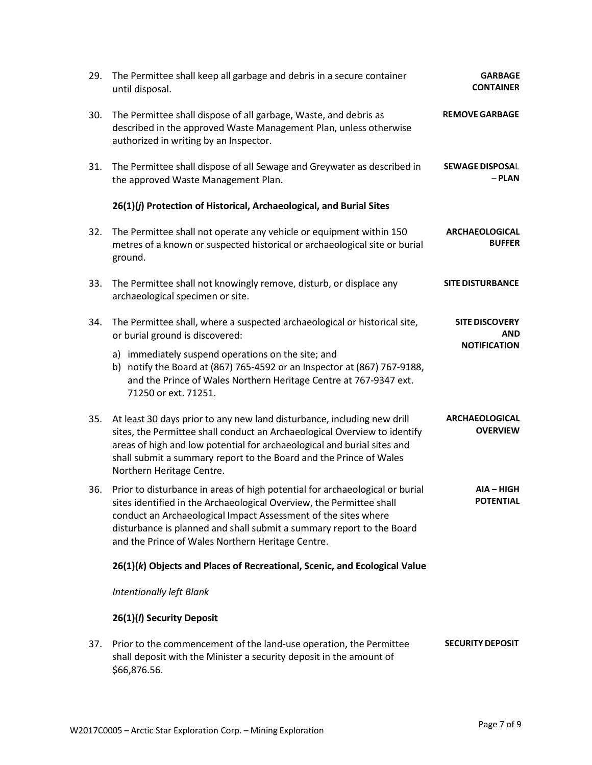29. The Permittee shall keep all garbage and debris in a secure container until disposal. **GARBAGE CONTAINER**

30. The Permittee shall dispose of all garbage, Waste, and debris as described in the approved Waste Management Plan, unless otherwise authorized in writing by an Inspector. **REMOVE GARBAGE**

31. The Permittee shall dispose of all Sewage and Greywater as described in the approved Waste Management Plan. **SEWAGE DISPOSAL – PLAN**

### 26(1)(*j*) Protection of Historical, Archaeological, and Burial Sites

32. The Permittee shall not operate any vehicle or equipment within 150 metres of a known or suspected historical or archaeological site or burial ground. **ARCHAEOLOGICAL BUFFER**

33. The Permittee shall not knowingly remove, disturb, or displace any archaeological specimen or site. **SITE DISTURBANCE**

34. The Permittee shall, where a suspected archaeological or historical site, or burial ground is discovered: **SITE DISCOVERY AND NOTIFICATION**
    a) immediately suspend operations on the site; and
    b) notify the Board at (867) 765-4592 or an Inspector at (867) 767-9188, and the Prince of Wales Northern Heritage Centre at 767-9347 ext. 71250 or ext. 71251.

35. At least 30 days prior to any new land disturbance, including new drill sites, the Permittee shall conduct an Archaeological Overview to identify areas of high and low potential for archaeological and burial sites and shall submit a summary report to the Board and the Prince of Wales Northern Heritage Centre. **ARCHAEOLOGICAL OVERVIEW**

36. Prior to disturbance in areas of high potential for archaeological or burial sites identified in the Archaeological Overview, the Permittee shall conduct an Archaeological Impact Assessment of the sites where disturbance is planned and shall submit a summary report to the Board and the Prince of Wales Northern Heritage Centre. **AIA – HIGH POTENTIAL**

### 26(1)(*k*) Objects and Places of Recreational, Scenic, and Ecological Value

*Intentionally left Blank*

### 26(1)(*l*) Security Deposit

37. Prior to the commencement of the land-use operation, the Permittee shall deposit with the Minister a security deposit in the amount of $66,876.56. **SECURITY DEPOSIT**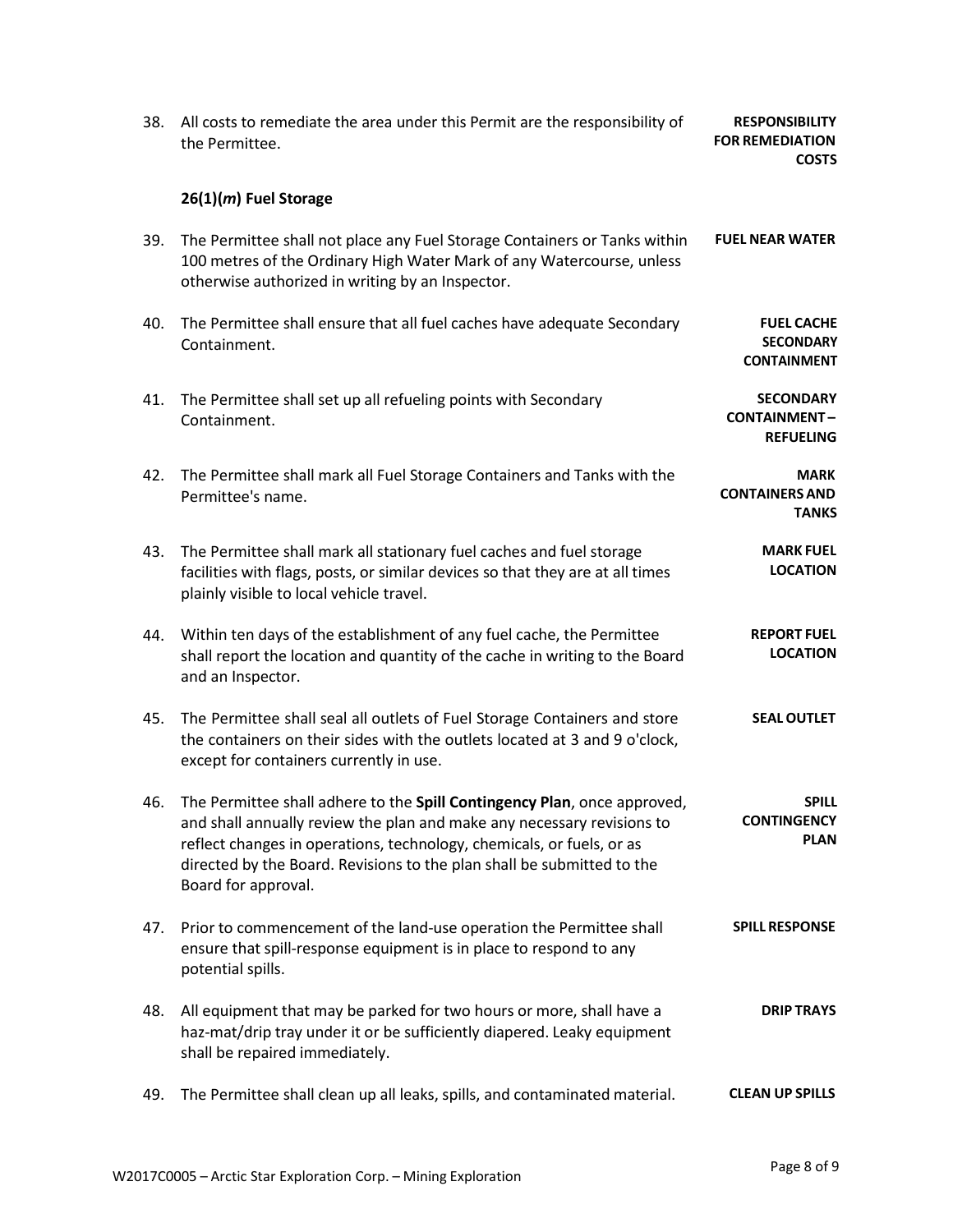38. All costs to remediate the area under this Permit are the responsibility of the Permittee. **RESPONSIBILITY FOR REMEDIATION COSTS**

**26(1)(*m*) Fuel Storage**

39. The Permittee shall not place any Fuel Storage Containers or Tanks within 100 metres of the Ordinary High Water Mark of any Watercourse, unless otherwise authorized in writing by an Inspector. **FUEL NEAR WATER**

40. The Permittee shall ensure that all fuel caches have adequate Secondary Containment. **FUEL CACHE SECONDARY CONTAINMENT**

41. The Permittee shall set up all refueling points with Secondary Containment. **SECONDARY CONTAINMENT – REFUELING**

42. The Permittee shall mark all Fuel Storage Containers and Tanks with the Permittee's name. **MARK CONTAINERS AND TANKS**

43. The Permittee shall mark all stationary fuel caches and fuel storage facilities with flags, posts, or similar devices so that they are at all times plainly visible to local vehicle travel. **MARK FUEL LOCATION**

44. Within ten days of the establishment of any fuel cache, the Permittee shall report the location and quantity of the cache in writing to the Board and an Inspector. **REPORT FUEL LOCATION**

45. The Permittee shall seal all outlets of Fuel Storage Containers and store the containers on their sides with the outlets located at 3 and 9 o'clock, except for containers currently in use. **SEAL OUTLET**

46. The Permittee shall adhere to the **Spill Contingency Plan**, once approved, and shall annually review the plan and make any necessary revisions to reflect changes in operations, technology, chemicals, or fuels, or as directed by the Board. Revisions to the plan shall be submitted to the Board for approval. **SPILL CONTINGENCY PLAN**

47. Prior to commencement of the land-use operation the Permittee shall ensure that spill-response equipment is in place to respond to any potential spills. **SPILL RESPONSE**

48. All equipment that may be parked for two hours or more, shall have a haz-mat/drip tray under it or be sufficiently diapered. Leaky equipment shall be repaired immediately. **DRIP TRAYS**

49. The Permittee shall clean up all leaks, spills, and contaminated material. **CLEAN UP SPILLS**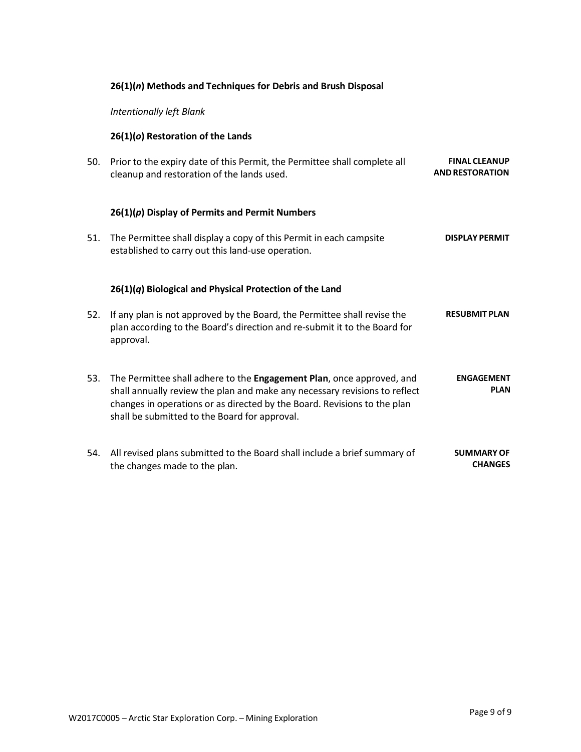**26(1)(*n*) Methods and Techniques for Debris and Brush Disposal**

*Intentionally left Blank*

**26(1)(*o*) Restoration of the Lands**

50. Prior to the expiry date of this Permit, the Permittee shall complete all cleanup and restoration of the lands used. **FINAL CLEANUP AND RESTORATION**

**26(1)(*p*) Display of Permits and Permit Numbers**

51. The Permittee shall display a copy of this Permit in each campsite established to carry out this land-use operation. **DISPLAY PERMIT**

**26(1)(*q*) Biological and Physical Protection of the Land**

52. If any plan is not approved by the Board, the Permittee shall revise the plan according to the Board's direction and re-submit it to the Board for approval. **RESUBMIT PLAN**

53. The Permittee shall adhere to the **Engagement Plan**, once approved, and shall annually review the plan and make any necessary revisions to reflect changes in operations or as directed by the Board. Revisions to the plan shall be submitted to the Board for approval. **ENGAGEMENT PLAN**

54. All revised plans submitted to the Board shall include a brief summary of the changes made to the plan. **SUMMARY OF CHANGES**